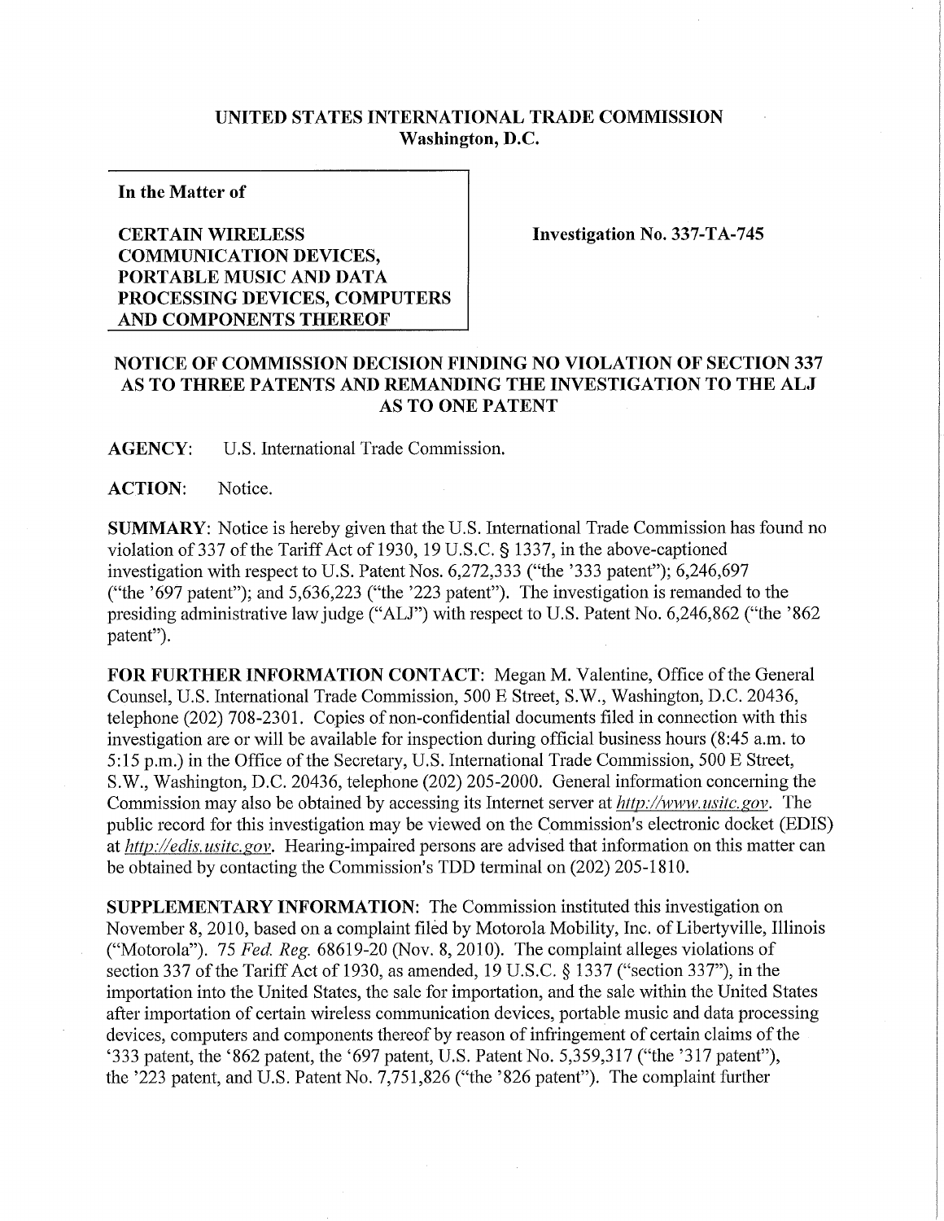**UNITED STATES INTERNATIONAL TRADE COMMISSION**
**Washington, D.C.**

**In the Matter of**

**CERTAIN WIRELESS COMMUNICATION DEVICES, PORTABLE MUSIC AND DATA PROCESSING DEVICES, COMPUTERS AND COMPONENTS THEREOF**

**Investigation No. 337-TA-745**

**NOTICE OF COMMISSION DECISION FINDING NO VIOLATION OF SECTION 337 AS TO THREE PATENTS AND REMANDING THE INVESTIGATION TO THE ALJ AS TO ONE PATENT**

**AGENCY:** U.S. International Trade Commission.

**ACTION:** Notice.

**SUMMARY:** Notice is hereby given that the U.S. International Trade Commission has found no violation of 337 of the Tariff Act of 1930, 19 U.S.C. § 1337, in the above-captioned investigation with respect to U.S. Patent Nos. 6,272,333 ("the '333 patent"); 6,246,697 ("the '697 patent"); and 5,636,223 ("the '223 patent"). The investigation is remanded to the presiding administrative law judge ("ALJ") with respect to U.S. Patent No. 6,246,862 ("the '862 patent").

**FOR FURTHER INFORMATION CONTACT:** Megan M. Valentine, Office of the General Counsel, U.S. International Trade Commission, 500 E Street, S.W., Washington, D.C. 20436, telephone (202) 708-2301. Copies of non-confidential documents filed in connection with this investigation are or will be available for inspection during official business hours (8:45 a.m. to 5:15 p.m.) in the Office of the Secretary, U.S. International Trade Commission, 500 E Street, S.W., Washington, D.C. 20436, telephone (202) 205-2000. General information concerning the Commission may also be obtained by accessing its Internet server at *http://www.usitc.gov*. The public record for this investigation may be viewed on the Commission's electronic docket (EDIS) at *http://edis.usitc.gov*. Hearing-impaired persons are advised that information on this matter can be obtained by contacting the Commission's TDD terminal on (202) 205-1810.

**SUPPLEMENTARY INFORMATION:** The Commission instituted this investigation on November 8, 2010, based on a complaint filed by Motorola Mobility, Inc. of Libertyville, Illinois ("Motorola"). 75 *Fed. Reg.* 68619-20 (Nov. 8, 2010). The complaint alleges violations of section 337 of the Tariff Act of 1930, as amended, 19 U.S.C. § 1337 ("section 337"), in the importation into the United States, the sale for importation, and the sale within the United States after importation of certain wireless communication devices, portable music and data processing devices, computers and components thereof by reason of infringement of certain claims of the '333 patent, the '862 patent, the '697 patent, U.S. Patent No. 5,359,317 ("the '317 patent"), the '223 patent, and U.S. Patent No. 7,751,826 ("the '826 patent"). The complaint further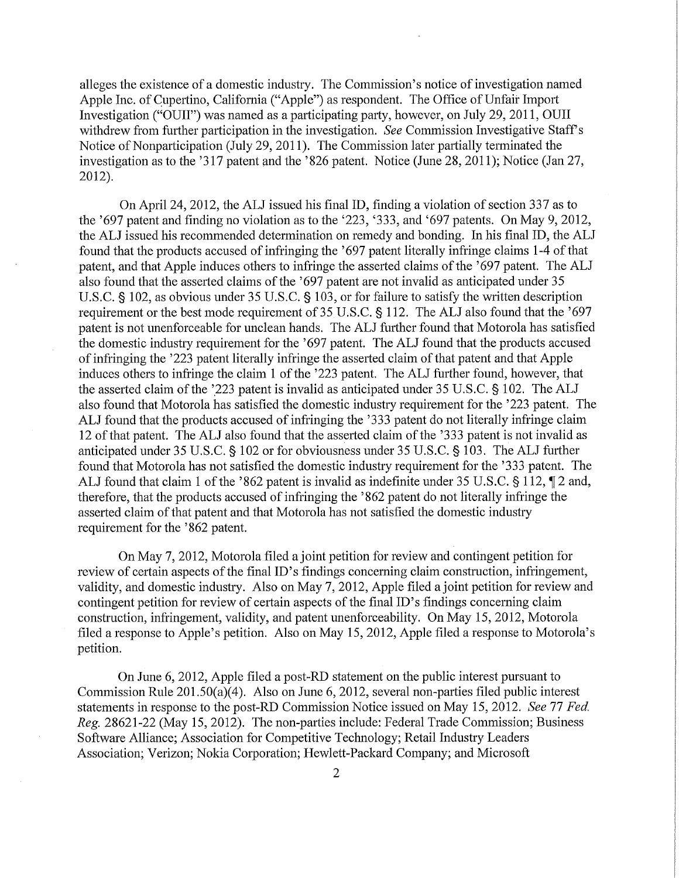alleges the existence of a domestic industry. The Commission's notice of investigation named Apple Inc. of Cupertino, California ("Apple") as respondent. The Office of Unfair Import Investigation ("OUII") was named as a participating party, however, on July 29, 2011, OUII withdrew from further participation in the investigation. *See* Commission Investigative Staff's Notice of Nonparticipation (July 29, 2011). The Commission later partially terminated the investigation as to the '317 patent and the '826 patent. Notice (June 28, 2011); Notice (Jan 27, 2012).

On April 24, 2012, the ALJ issued his final ID, finding a violation of section 337 as to the '697 patent and finding no violation as to the '223, '333, and '697 patents. On May 9, 2012, the ALJ issued his recommended determination on remedy and bonding. In his final ID, the ALJ found that the products accused of infringing the '697 patent literally infringe claims 1-4 of that patent, and that Apple induces others to infringe the asserted claims of the '697 patent. The ALJ also found that the asserted claims of the '697 patent are not invalid as anticipated under 35 U.S.C. § 102, as obvious under 35 U.S.C. § 103, or for failure to satisfy the written description requirement or the best mode requirement of 35 U.S.C. § 112. The ALJ also found that the '697 patent is not unenforceable for unclean hands. The ALJ further found that Motorola has satisfied the domestic industry requirement for the '697 patent. The ALJ found that the products accused of infringing the '223 patent literally infringe the asserted claim of that patent and that Apple induces others to infringe the claim 1 of the '223 patent. The ALJ further found, however, that the asserted claim of the '223 patent is invalid as anticipated under 35 U.S.C. § 102. The ALJ also found that Motorola has satisfied the domestic industry requirement for the '223 patent. The ALJ found that the products accused of infringing the '333 patent do not literally infringe claim 12 of that patent. The ALJ also found that the asserted claim of the '333 patent is not invalid as anticipated under 35 U.S.C. § 102 or for obviousness under 35 U.S.C. § 103. The ALJ further found that Motorola has not satisfied the domestic industry requirement for the '333 patent. The ALJ found that claim 1 of the '862 patent is invalid as indefinite under 35 U.S.C. § 112, ¶ 2 and, therefore, that the products accused of infringing the '862 patent do not literally infringe the asserted claim of that patent and that Motorola has not satisfied the domestic industry requirement for the '862 patent.

On May 7, 2012, Motorola filed a joint petition for review and contingent petition for review of certain aspects of the final ID's findings concerning claim construction, infringement, validity, and domestic industry. Also on May 7, 2012, Apple filed a joint petition for review and contingent petition for review of certain aspects of the final ID's findings concerning claim construction, infringement, validity, and patent unenforceability. On May 15, 2012, Motorola filed a response to Apple's petition. Also on May 15, 2012, Apple filed a response to Motorola's petition.

On June 6, 2012, Apple filed a post-RD statement on the public interest pursuant to Commission Rule 201.50(a)(4). Also on June 6, 2012, several non-parties filed public interest statements in response to the post-RD Commission Notice issued on May 15, 2012. *See* 77 *Fed. Reg.* 28621-22 (May 15, 2012). The non-parties include: Federal Trade Commission; Business Software Alliance; Association for Competitive Technology; Retail Industry Leaders Association; Verizon; Nokia Corporation; Hewlett-Packard Company; and Microsoft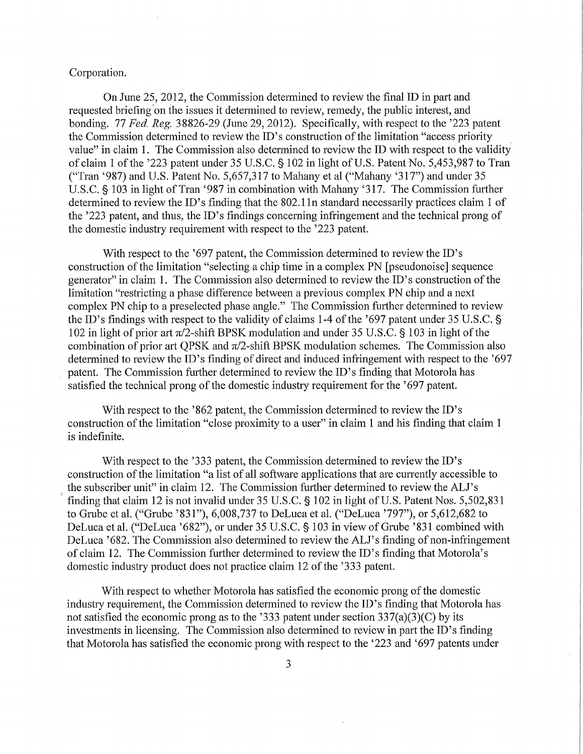Corporation.

On June 25, 2012, the Commission determined to review the final ID in part and requested briefing on the issues it determined to review, remedy, the public interest, and bonding. 77 *Fed. Reg.* 38826-29 (June 29, 2012). Specifically, with respect to the '223 patent the Commission determined to review the ID's construction of the limitation "access priority value" in claim 1. The Commission also determined to review the ID with respect to the validity of claim 1 of the '223 patent under 35 U.S.C. § 102 in light of U.S. Patent No. 5,453,987 to Tran ("Tran '987) and U.S. Patent No. 5,657,317 to Mahany et al ("Mahany '317") and under 35 U.S.C. § 103 in light of Tran '987 in combination with Mahany '317. The Commission further determined to review the ID's finding that the 802.11n standard necessarily practices claim 1 of the '223 patent, and thus, the ID's findings concerning infringement and the technical prong of the domestic industry requirement with respect to the '223 patent.

With respect to the '697 patent, the Commission determined to review the ID's construction of the limitation "selecting a chip time in a complex PN [pseudonoise] sequence generator" in claim 1. The Commission also determined to review the ID's construction of the limitation "restricting a phase difference between a previous complex PN chip and a next complex PN chip to a preselected phase angle." The Commission further determined to review the ID's findings with respect to the validity of claims 1-4 of the '697 patent under 35 U.S.C. § 102 in light of prior art $\pi/2$-shift BPSK modulation and under 35 U.S.C. § 103 in light of the combination of prior art QPSK and $\pi/2$-shift BPSK modulation schemes. The Commission also determined to review the ID's finding of direct and induced infringement with respect to the '697 patent. The Commission further determined to review the ID's finding that Motorola has satisfied the technical prong of the domestic industry requirement for the '697 patent.

With respect to the '862 patent, the Commission determined to review the ID's construction of the limitation "close proximity to a user" in claim 1 and his finding that claim 1 is indefinite.

With respect to the '333 patent, the Commission determined to review the ID's construction of the limitation "a list of all software applications that are currently accessible to the subscriber unit" in claim 12. The Commission further determined to review the ALJ's finding that claim 12 is not invalid under 35 U.S.C. § 102 in light of U.S. Patent Nos. 5,502,831 to Grube et al. ("Grube '831"), 6,008,737 to DeLuca et al. ("DeLuca '797"), or 5,612,682 to DeLuca et al. ("DeLuca '682"), or under 35 U.S.C. § 103 in view of Grube '831 combined with DeLuca '682. The Commission also determined to review the ALJ's finding of non-infringement of claim 12. The Commission further determined to review the ID's finding that Motorola's domestic industry product does not practice claim 12 of the '333 patent.

With respect to whether Motorola has satisfied the economic prong of the domestic industry requirement, the Commission determined to review the ID's finding that Motorola has not satisfied the economic prong as to the '333 patent under section 337(a)(3)(C) by its investments in licensing. The Commission also determined to review in part the ID's finding that Motorola has satisfied the economic prong with respect to the '223 and '697 patents under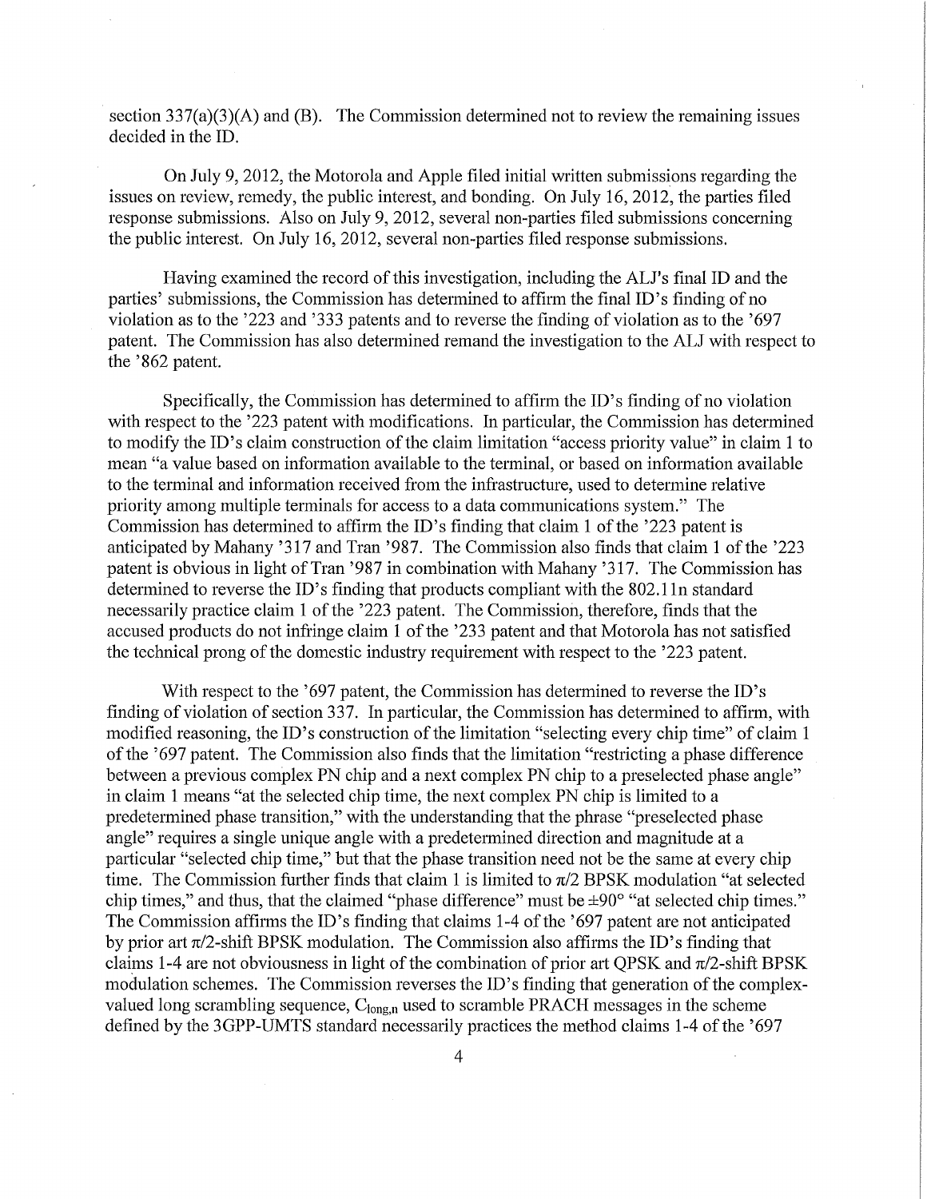section 337(a)(3)(A) and (B). The Commission determined not to review the remaining issues decided in the ID.

On July 9, 2012, the Motorola and Apple filed initial written submissions regarding the issues on review, remedy, the public interest, and bonding. On July 16, 2012, the parties filed response submissions. Also on July 9, 2012, several non-parties filed submissions concerning the public interest. On July 16, 2012, several non-parties filed response submissions.

Having examined the record of this investigation, including the ALJ's final ID and the parties' submissions, the Commission has determined to affirm the final ID's finding of no violation as to the '223 and '333 patents and to reverse the finding of violation as to the '697 patent. The Commission has also determined remand the investigation to the ALJ with respect to the '862 patent.

Specifically, the Commission has determined to affirm the ID's finding of no violation with respect to the '223 patent with modifications. In particular, the Commission has determined to modify the ID's claim construction of the claim limitation "access priority value" in claim 1 to mean "a value based on information available to the terminal, or based on information available to the terminal and information received from the infrastructure, used to determine relative priority among multiple terminals for access to a data communications system." The Commission has determined to affirm the ID's finding that claim 1 of the '223 patent is anticipated by Mahany '317 and Tran '987. The Commission also finds that claim 1 of the '223 patent is obvious in light of Tran '987 in combination with Mahany '317. The Commission has determined to reverse the ID's finding that products compliant with the 802.11n standard necessarily practice claim 1 of the '223 patent. The Commission, therefore, finds that the accused products do not infringe claim 1 of the '233 patent and that Motorola has not satisfied the technical prong of the domestic industry requirement with respect to the '223 patent.

With respect to the '697 patent, the Commission has determined to reverse the ID's finding of violation of section 337. In particular, the Commission has determined to affirm, with modified reasoning, the ID's construction of the limitation "selecting every chip time" of claim 1 of the '697 patent. The Commission also finds that the limitation "restricting a phase difference between a previous complex PN chip and a next complex PN chip to a preselected phase angle" in claim 1 means "at the selected chip time, the next complex PN chip is limited to a predetermined phase transition," with the understanding that the phrase "preselected phase angle" requires a single unique angle with a predetermined direction and magnitude at a particular "selected chip time," but that the phase transition need not be the same at every chip time. The Commission further finds that claim 1 is limited to $\pi/2$ BPSK modulation "at selected chip times," and thus, that the claimed "phase difference" must be $\pm 90°$ "at selected chip times." The Commission affirms the ID's finding that claims 1-4 of the '697 patent are not anticipated by prior art $\pi/2$-shift BPSK modulation. The Commission also affirms the ID's finding that claims 1-4 are not obviousness in light of the combination of prior art QPSK and $\pi/2$-shift BPSK modulation schemes. The Commission reverses the ID's finding that generation of the complex-valued long scrambling sequence, $C_{long,n}$ used to scramble PRACH messages in the scheme defined by the 3GPP-UMTS standard necessarily practices the method claims 1-4 of the '697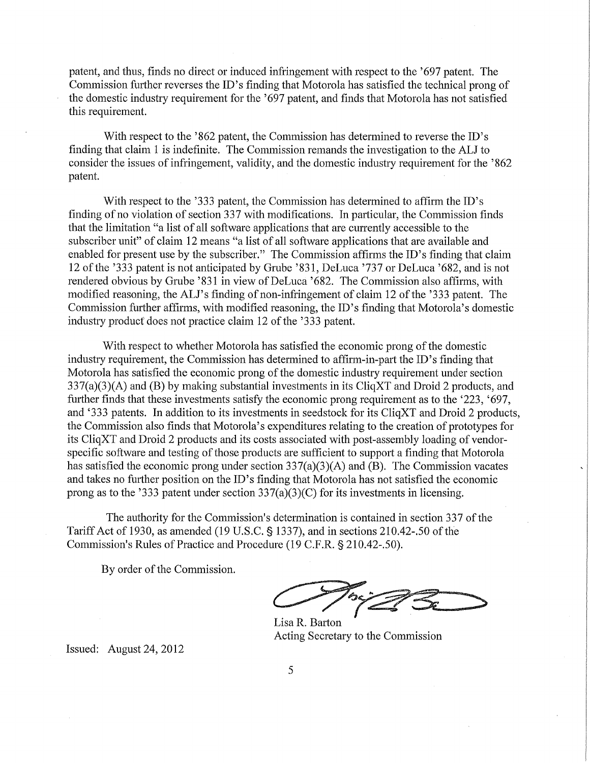patent, and thus, finds no direct or induced infringement with respect to the '697 patent. The Commission further reverses the ID's finding that Motorola has satisfied the technical prong of the domestic industry requirement for the '697 patent, and finds that Motorola has not satisfied this requirement.

With respect to the '862 patent, the Commission has determined to reverse the ID's finding that claim 1 is indefinite. The Commission remands the investigation to the ALJ to consider the issues of infringement, validity, and the domestic industry requirement for the '862 patent.

With respect to the '333 patent, the Commission has determined to affirm the ID's finding of no violation of section 337 with modifications. In particular, the Commission finds that the limitation "a list of all software applications that are currently accessible to the subscriber unit" of claim 12 means "a list of all software applications that are available and enabled for present use by the subscriber." The Commission affirms the ID's finding that claim 12 of the '333 patent is not anticipated by Grube '831, DeLuca '737 or DeLuca '682, and is not rendered obvious by Grube '831 in view of DeLuca '682. The Commission also affirms, with modified reasoning, the ALJ's finding of non-infringement of claim 12 of the '333 patent. The Commission further affirms, with modified reasoning, the ID's finding that Motorola's domestic industry product does not practice claim 12 of the '333 patent.

With respect to whether Motorola has satisfied the economic prong of the domestic industry requirement, the Commission has determined to affirm-in-part the ID's finding that Motorola has satisfied the economic prong of the domestic industry requirement under section 337(a)(3)(A) and (B) by making substantial investments in its CliqXT and Droid 2 products, and further finds that these investments satisfy the economic prong requirement as to the '223, '697, and '333 patents. In addition to its investments in seedstock for its CliqXT and Droid 2 products, the Commission also finds that Motorola's expenditures relating to the creation of prototypes for its CliqXT and Droid 2 products and its costs associated with post-assembly loading of vendor-specific software and testing of those products are sufficient to support a finding that Motorola has satisfied the economic prong under section 337(a)(3)(A) and (B). The Commission vacates and takes no further position on the ID's finding that Motorola has not satisfied the economic prong as to the '333 patent under section 337(a)(3)(C) for its investments in licensing.

The authority for the Commission's determination is contained in section 337 of the Tariff Act of 1930, as amended (19 U.S.C. § 1337), and in sections 210.42-.50 of the Commission's Rules of Practice and Procedure (19 C.F.R. § 210.42-.50).

By order of the Commission.

Lisa R. Barton
Acting Secretary to the Commission

Issued: August 24, 2012